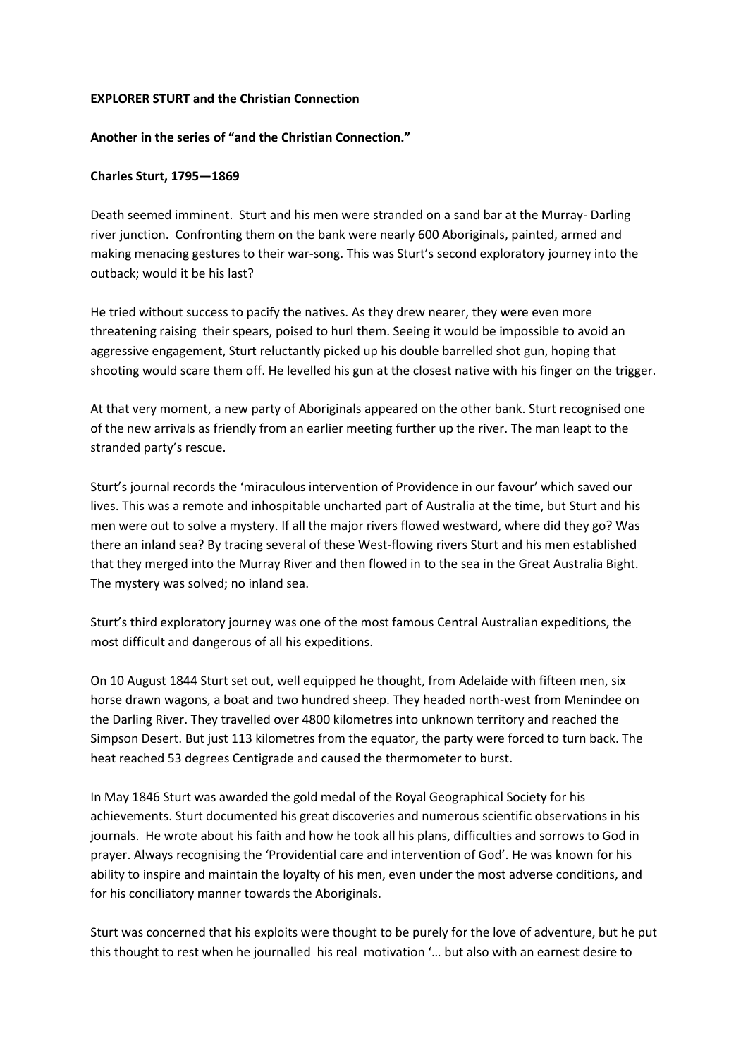**EXPLORER STURT and the Christian Connection**

**Another in the series of "and the Christian Connection."**

**Charles Sturt, 1795—1869**

Death seemed imminent. Sturt and his men were stranded on a sand bar at the Murray- Darling river junction. Confronting them on the bank were nearly 600 Aboriginals, painted, armed and making menacing gestures to their war-song. This was Sturt's second exploratory journey into the outback; would it be his last?

He tried without success to pacify the natives. As they drew nearer, they were even more threatening raising their spears, poised to hurl them. Seeing it would be impossible to avoid an aggressive engagement, Sturt reluctantly picked up his double barrelled shot gun, hoping that shooting would scare them off. He levelled his gun at the closest native with his finger on the trigger.

At that very moment, a new party of Aboriginals appeared on the other bank. Sturt recognised one of the new arrivals as friendly from an earlier meeting further up the river. The man leapt to the stranded party's rescue.

Sturt's journal records the 'miraculous intervention of Providence in our favour' which saved our lives. This was a remote and inhospitable uncharted part of Australia at the time, but Sturt and his men were out to solve a mystery. If all the major rivers flowed westward, where did they go? Was there an inland sea? By tracing several of these West-flowing rivers Sturt and his men established that they merged into the Murray River and then flowed in to the sea in the Great Australia Bight. The mystery was solved; no inland sea.

Sturt's third exploratory journey was one of the most famous Central Australian expeditions, the most difficult and dangerous of all his expeditions.

On 10 August 1844 Sturt set out, well equipped he thought, from Adelaide with fifteen men, six horse drawn wagons, a boat and two hundred sheep. They headed north-west from Menindee on the Darling River. They travelled over 4800 kilometres into unknown territory and reached the Simpson Desert. But just 113 kilometres from the equator, the party were forced to turn back. The heat reached 53 degrees Centigrade and caused the thermometer to burst.

In May 1846 Sturt was awarded the gold medal of the Royal Geographical Society for his achievements. Sturt documented his great discoveries and numerous scientific observations in his journals. He wrote about his faith and how he took all his plans, difficulties and sorrows to God in prayer. Always recognising the 'Providential care and intervention of God'. He was known for his ability to inspire and maintain the loyalty of his men, even under the most adverse conditions, and for his conciliatory manner towards the Aboriginals.

Sturt was concerned that his exploits were thought to be purely for the love of adventure, but he put this thought to rest when he journalled his real motivation '… but also with an earnest desire to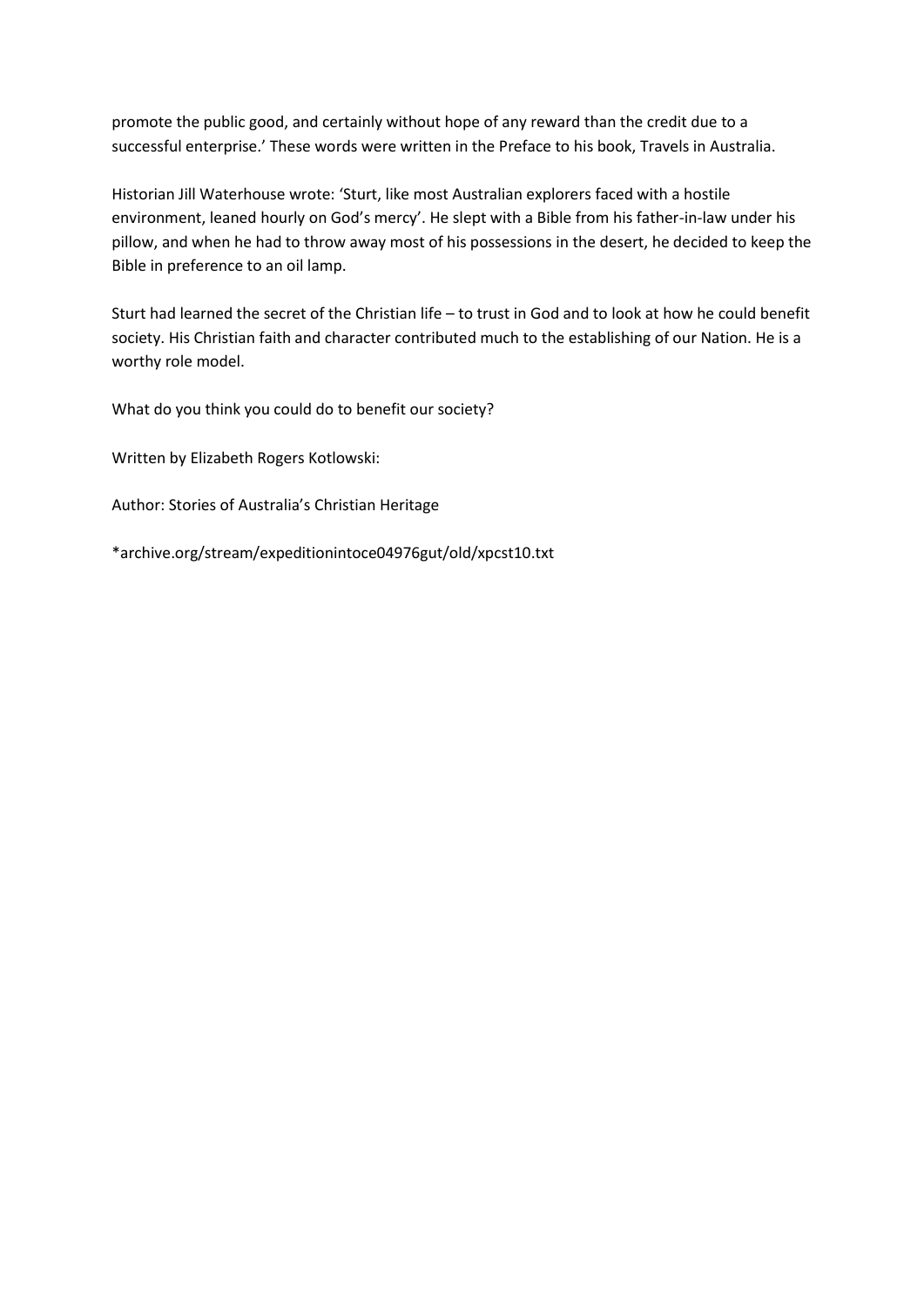promote the public good, and certainly without hope of any reward than the credit due to a successful enterprise.' These words were written in the Preface to his book, Travels in Australia.

Historian Jill Waterhouse wrote: 'Sturt, like most Australian explorers faced with a hostile environment, leaned hourly on God's mercy'. He slept with a Bible from his father-in-law under his pillow, and when he had to throw away most of his possessions in the desert, he decided to keep the Bible in preference to an oil lamp.

Sturt had learned the secret of the Christian life – to trust in God and to look at how he could benefit society. His Christian faith and character contributed much to the establishing of our Nation. He is a worthy role model.

What do you think you could do to benefit our society?

Written by Elizabeth Rogers Kotlowski:

Author: Stories of Australia's Christian Heritage

*archive.org/stream/expeditionintoce04976gut/old/xpcst10.txt